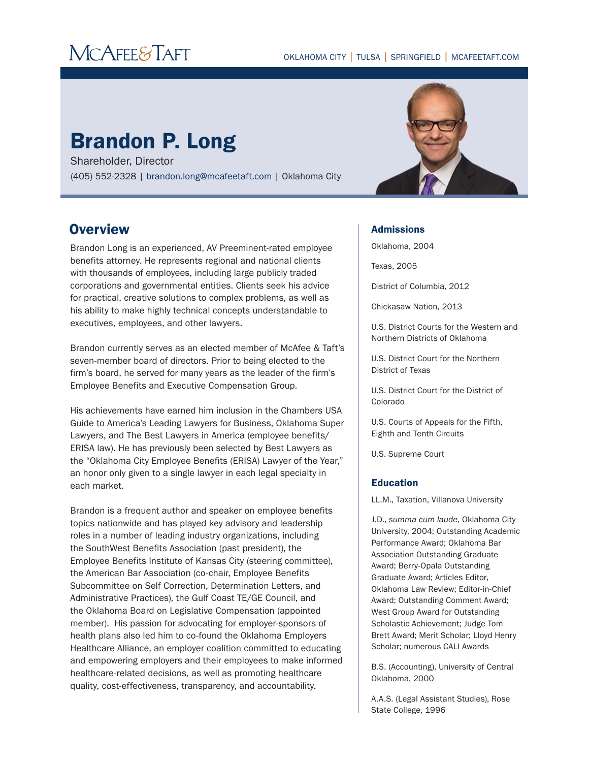# Brandon P. Long

Shareholder, Director

(405) 552-2328 | brandon.long@mcafeetaft.com | Oklahoma City

## Overview

Brandon Long is an experienced, AV Preeminent-rated employee benefits attorney. He represents regional and national clients with thousands of employees, including large publicly traded corporations and governmental entities. Clients seek his advice for practical, creative solutions to complex problems, as well as his ability to make highly technical concepts understandable to executives, employees, and other lawyers.

Brandon currently serves as an elected member of McAfee & Taft's seven-member board of directors. Prior to being elected to the firm's board, he served for many years as the leader of the firm's Employee Benefits and Executive Compensation Group.

His achievements have earned him inclusion in the Chambers USA Guide to America's Leading Lawyers for Business, Oklahoma Super Lawyers, and The Best Lawyers in America (employee benefits/ERISA law). He has previously been selected by Best Lawyers as the "Oklahoma City Employee Benefits (ERISA) Lawyer of the Year," an honor only given to a single lawyer in each legal specialty in each market.

Brandon is a frequent author and speaker on employee benefits topics nationwide and has played key advisory and leadership roles in a number of leading industry organizations, including the SouthWest Benefits Association (past president), the Employee Benefits Institute of Kansas City (steering committee), the American Bar Association (co-chair, Employee Benefits Subcommittee on Self Correction, Determination Letters, and Administrative Practices), the Gulf Coast TE/GE Council, and the Oklahoma Board on Legislative Compensation (appointed member). His passion for advocating for employer-sponsors of health plans also led him to co-found the Oklahoma Employers Healthcare Alliance, an employer coalition committed to educating and empowering employers and their employees to make informed healthcare-related decisions, as well as promoting healthcare quality, cost-effectiveness, transparency, and accountability.

### Admissions

Oklahoma, 2004

Texas, 2005

District of Columbia, 2012

Chickasaw Nation, 2013

U.S. District Courts for the Western and Northern Districts of Oklahoma

U.S. District Court for the Northern District of Texas

U.S. District Court for the District of Colorado

U.S. Courts of Appeals for the Fifth, Eighth and Tenth Circuits

U.S. Supreme Court

### Education

LL.M., Taxation, Villanova University

J.D., *summa cum laude*, Oklahoma City University, 2004; Outstanding Academic Performance Award; Oklahoma Bar Association Outstanding Graduate Award; Berry-Opala Outstanding Graduate Award; Articles Editor, Oklahoma Law Review; Editor-in-Chief Award; Outstanding Comment Award; West Group Award for Outstanding Scholastic Achievement; Judge Tom Brett Award; Merit Scholar; Lloyd Henry Scholar; numerous CALI Awards

B.S. (Accounting), University of Central Oklahoma, 2000

A.A.S. (Legal Assistant Studies), Rose State College, 1996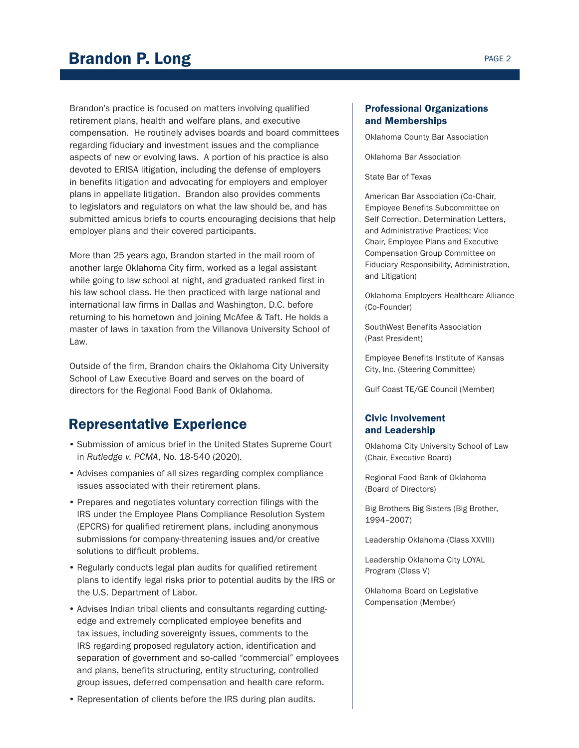# Brandon P. Long

Brandon's practice is focused on matters involving qualified retirement plans, health and welfare plans, and executive compensation. He routinely advises boards and board committees regarding fiduciary and investment issues and the compliance aspects of new or evolving laws. A portion of his practice is also devoted to ERISA litigation, including the defense of employers in benefits litigation and advocating for employers and employer plans in appellate litigation. Brandon also provides comments to legislators and regulators on what the law should be, and has submitted amicus briefs to courts encouraging decisions that help employer plans and their covered participants.

More than 25 years ago, Brandon started in the mail room of another large Oklahoma City firm, worked as a legal assistant while going to law school at night, and graduated ranked first in his law school class. He then practiced with large national and international law firms in Dallas and Washington, D.C. before returning to his hometown and joining McAfee & Taft. He holds a master of laws in taxation from the Villanova University School of Law.

Outside of the firm, Brandon chairs the Oklahoma City University School of Law Executive Board and serves on the board of directors for the Regional Food Bank of Oklahoma.

## Representative Experience

- Submission of amicus brief in the United States Supreme Court in *Rutledge v. PCMA*, No. 18-540 (2020).
- Advises companies of all sizes regarding complex compliance issues associated with their retirement plans.
- Prepares and negotiates voluntary correction filings with the IRS under the Employee Plans Compliance Resolution System (EPCRS) for qualified retirement plans, including anonymous submissions for company-threatening issues and/or creative solutions to difficult problems.
- Regularly conducts legal plan audits for qualified retirement plans to identify legal risks prior to potential audits by the IRS or the U.S. Department of Labor.
- Advises Indian tribal clients and consultants regarding cutting-edge and extremely complicated employee benefits and tax issues, including sovereignty issues, comments to the IRS regarding proposed regulatory action, identification and separation of government and so-called "commercial" employees and plans, benefits structuring, entity structuring, controlled group issues, deferred compensation and health care reform.
- Representation of clients before the IRS during plan audits.

### Professional Organizations and Memberships

Oklahoma County Bar Association

Oklahoma Bar Association

State Bar of Texas

American Bar Association (Co-Chair, Employee Benefits Subcommittee on Self Correction, Determination Letters, and Administrative Practices; Vice Chair, Employee Plans and Executive Compensation Group Committee on Fiduciary Responsibility, Administration, and Litigation)

Oklahoma Employers Healthcare Alliance (Co-Founder)

SouthWest Benefits Association (Past President)

Employee Benefits Institute of Kansas City, Inc. (Steering Committee)

Gulf Coast TE/GE Council (Member)

### Civic Involvement and Leadership

Oklahoma City University School of Law (Chair, Executive Board)

Regional Food Bank of Oklahoma (Board of Directors)

Big Brothers Big Sisters (Big Brother, 1994–2007)

Leadership Oklahoma (Class XXVIII)

Leadership Oklahoma City LOYAL Program (Class V)

Oklahoma Board on Legislative Compensation (Member)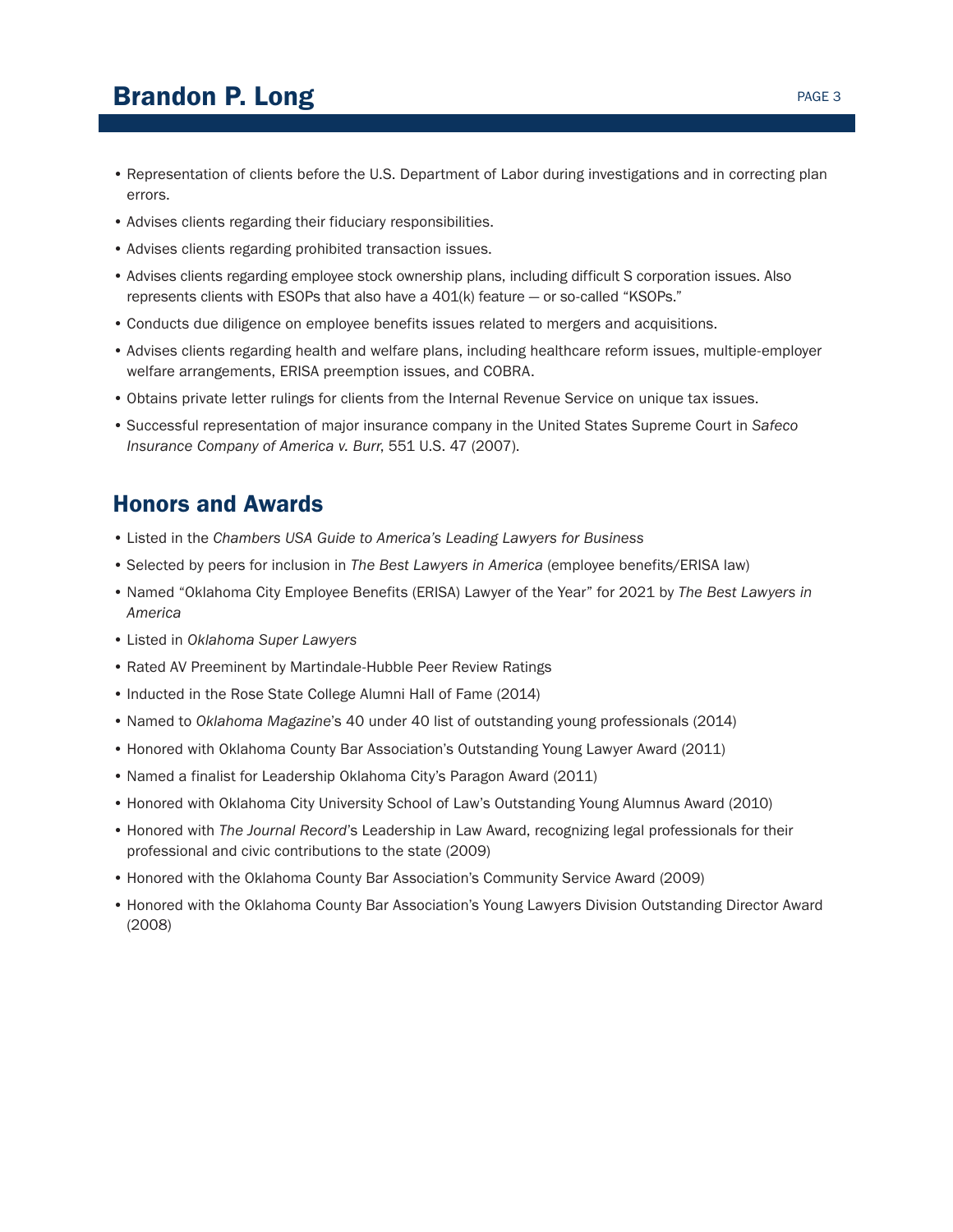- Representation of clients before the U.S. Department of Labor during investigations and in correcting plan errors.
- Advises clients regarding their fiduciary responsibilities.
- Advises clients regarding prohibited transaction issues.
- Advises clients regarding employee stock ownership plans, including difficult S corporation issues. Also represents clients with ESOPs that also have a 401(k) feature — or so-called "KSOPs."
- Conducts due diligence on employee benefits issues related to mergers and acquisitions.
- Advises clients regarding health and welfare plans, including healthcare reform issues, multiple-employer welfare arrangements, ERISA preemption issues, and COBRA.
- Obtains private letter rulings for clients from the Internal Revenue Service on unique tax issues.
- Successful representation of major insurance company in the United States Supreme Court in *Safeco Insurance Company of America v. Burr*, 551 U.S. 47 (2007).

## Honors and Awards

- Listed in the *Chambers USA Guide to America's Leading Lawyers for Business*
- Selected by peers for inclusion in *The Best Lawyers in America* (employee benefits/ERISA law)
- Named "Oklahoma City Employee Benefits (ERISA) Lawyer of the Year" for 2021 by *The Best Lawyers in America*
- Listed in *Oklahoma Super Lawyers*
- Rated AV Preeminent by Martindale-Hubble Peer Review Ratings
- Inducted in the Rose State College Alumni Hall of Fame (2014)
- Named to *Oklahoma Magazine*'s 40 under 40 list of outstanding young professionals (2014)
- Honored with Oklahoma County Bar Association's Outstanding Young Lawyer Award (2011)
- Named a finalist for Leadership Oklahoma City's Paragon Award (2011)
- Honored with Oklahoma City University School of Law's Outstanding Young Alumnus Award (2010)
- Honored with *The Journal Record*'s Leadership in Law Award, recognizing legal professionals for their professional and civic contributions to the state (2009)
- Honored with the Oklahoma County Bar Association's Community Service Award (2009)
- Honored with the Oklahoma County Bar Association's Young Lawyers Division Outstanding Director Award (2008)